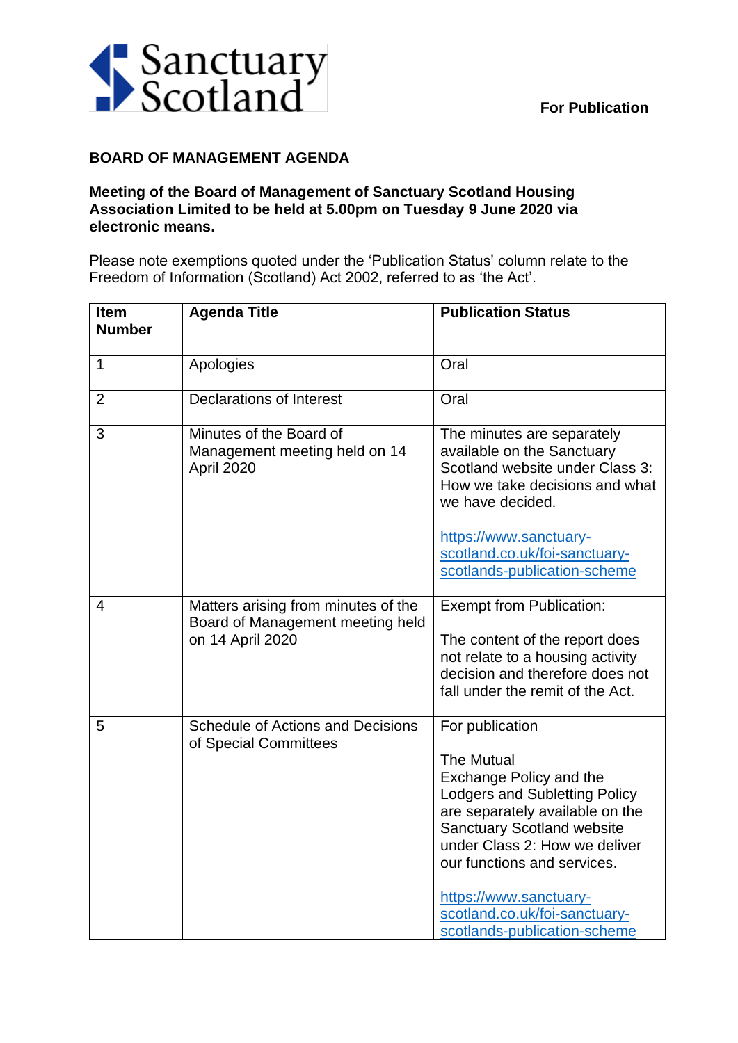Sanctuary Scotland

**For Publication**

**BOARD OF MANAGEMENT AGENDA**

**Meeting of the Board of Management of Sanctuary Scotland Housing Association Limited to be held at 5.00pm on Tuesday 9 June 2020 via electronic means.**

Please note exemptions quoted under the 'Publication Status' column relate to the Freedom of Information (Scotland) Act 2002, referred to as 'the Act'.

| Item Number | Agenda Title | Publication Status |
|---|---|---|
| 1 | Apologies | Oral |
| 2 | Declarations of Interest | Oral |
| 3 | Minutes of the Board of Management meeting held on 14 April 2020 | The minutes are separately available on the Sanctuary Scotland website under Class 3: How we take decisions and what we have decided.<br><br>https://www.sanctuary-scotland.co.uk/foi-sanctuary-scotlands-publication-scheme |
| 4 | Matters arising from minutes of the Board of Management meeting held on 14 April 2020 | Exempt from Publication:<br><br>The content of the report does not relate to a housing activity decision and therefore does not fall under the remit of the Act. |
| 5 | Schedule of Actions and Decisions of Special Committees | For publication<br><br>The Mutual Exchange Policy and the Lodgers and Subletting Policy are separately available on the Sanctuary Scotland website under Class 2: How we deliver our functions and services.<br><br>https://www.sanctuary-scotland.co.uk/foi-sanctuary-scotlands-publication-scheme |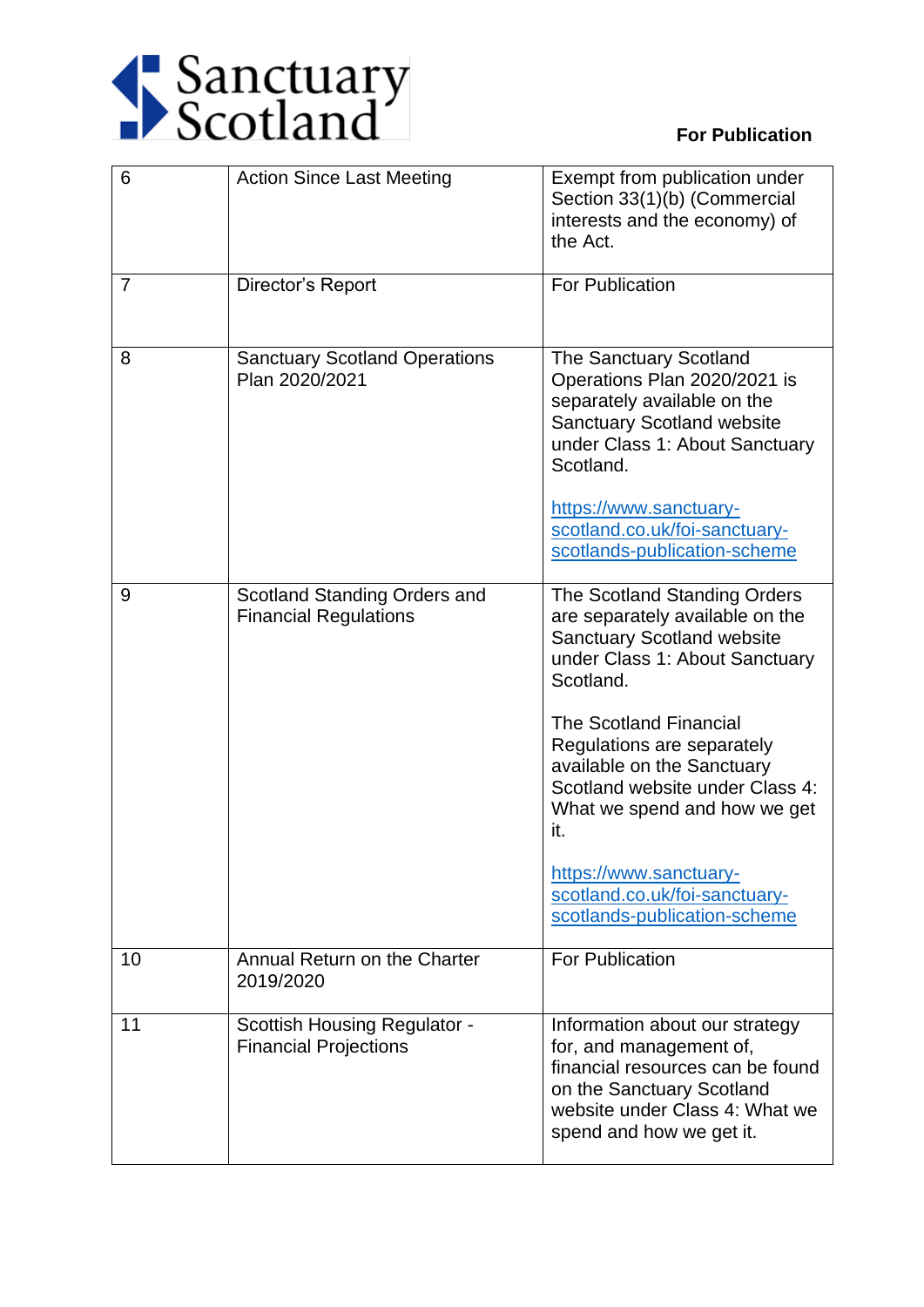| 6 | Action Since Last Meeting | Exempt from publication under Section 33(1)(b) (Commercial interests and the economy) of the Act. |
|---|---|---|
| 7 | Director's Report | For Publication |
| 8 | Sanctuary Scotland Operations Plan 2020/2021 | The Sanctuary Scotland Operations Plan 2020/2021 is separately available on the Sanctuary Scotland website under Class 1: About Sanctuary Scotland.<br><br>https://www.sanctuary-scotland.co.uk/foi-sanctuary-scotlands-publication-scheme |
| 9 | Scotland Standing Orders and Financial Regulations | The Scotland Standing Orders are separately available on the Sanctuary Scotland website under Class 1: About Sanctuary Scotland.<br><br>The Scotland Financial Regulations are separately available on the Sanctuary Scotland website under Class 4: What we spend and how we get it.<br><br>https://www.sanctuary-scotland.co.uk/foi-sanctuary-scotlands-publication-scheme |
| 10 | Annual Return on the Charter 2019/2020 | For Publication |
| 11 | Scottish Housing Regulator - Financial Projections | Information about our strategy for, and management of, financial resources can be found on the Sanctuary Scotland website under Class 4: What we spend and how we get it. |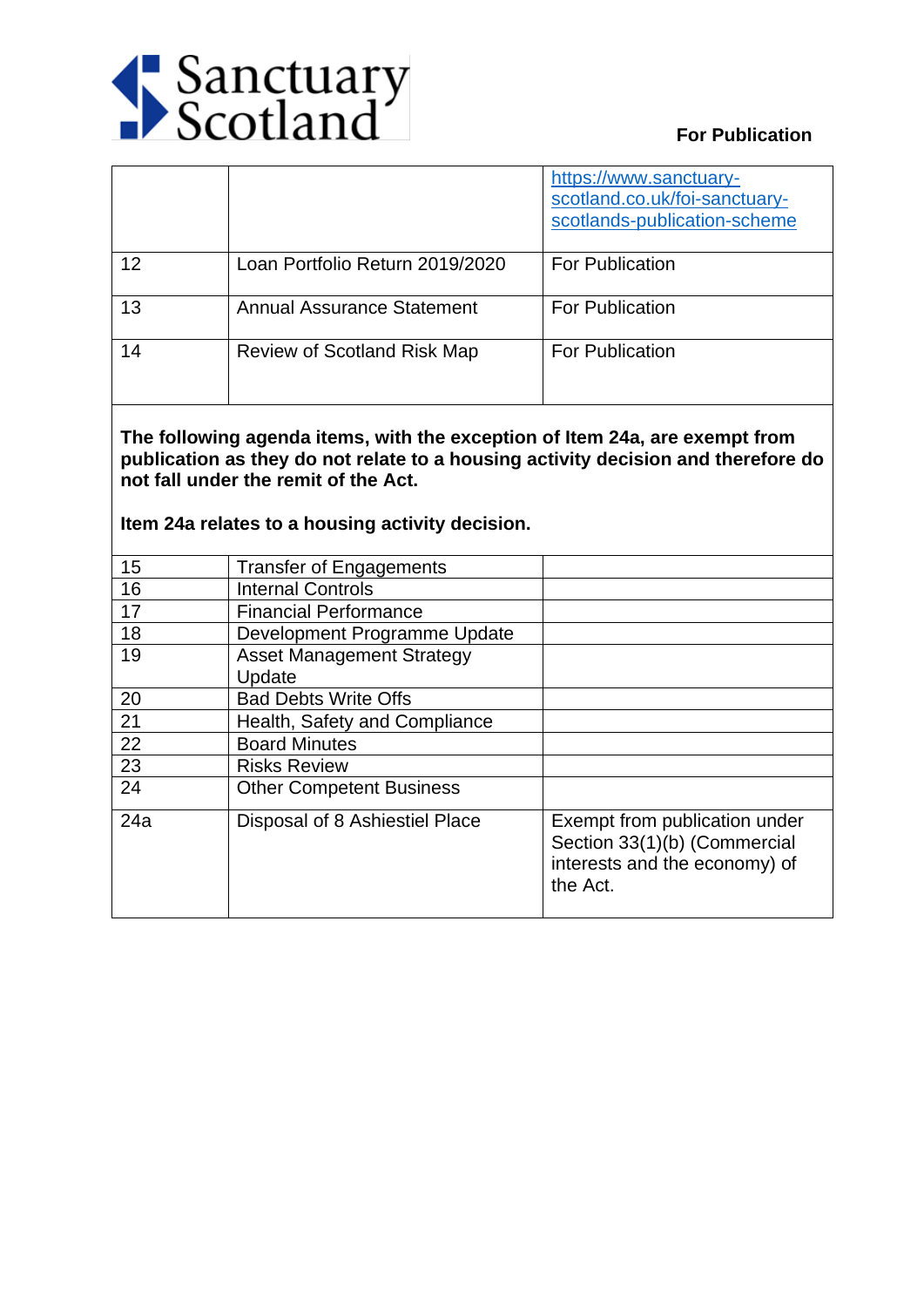Sanctuary Scotland

**For Publication**

| | | |
|---|---|---|
| | | https://www.sanctuary-scotland.co.uk/foi-sanctuary-scotlands-publication-scheme |
| 12 | Loan Portfolio Return 2019/2020 | For Publication |
| 13 | Annual Assurance Statement | For Publication |
| 14 | Review of Scotland Risk Map | For Publication |
| **The following agenda items, with the exception of Item 24a, are exempt from publication as they do not relate to a housing activity decision and therefore do not fall under the remit of the Act.** <br><br> **Item 24a relates to a housing activity decision.** | | |
| 15 | Transfer of Engagements | |
| 16 | Internal Controls | |
| 17 | Financial Performance | |
| 18 | Development Programme Update | |
| 19 | Asset Management Strategy Update | |
| 20 | Bad Debts Write Offs | |
| 21 | Health, Safety and Compliance | |
| 22 | Board Minutes | |
| 23 | Risks Review | |
| 24 | Other Competent Business | |
| 24a | Disposal of 8 Ashiestiel Place | Exempt from publication under Section 33(1)(b) (Commercial interests and the economy) of the Act. |